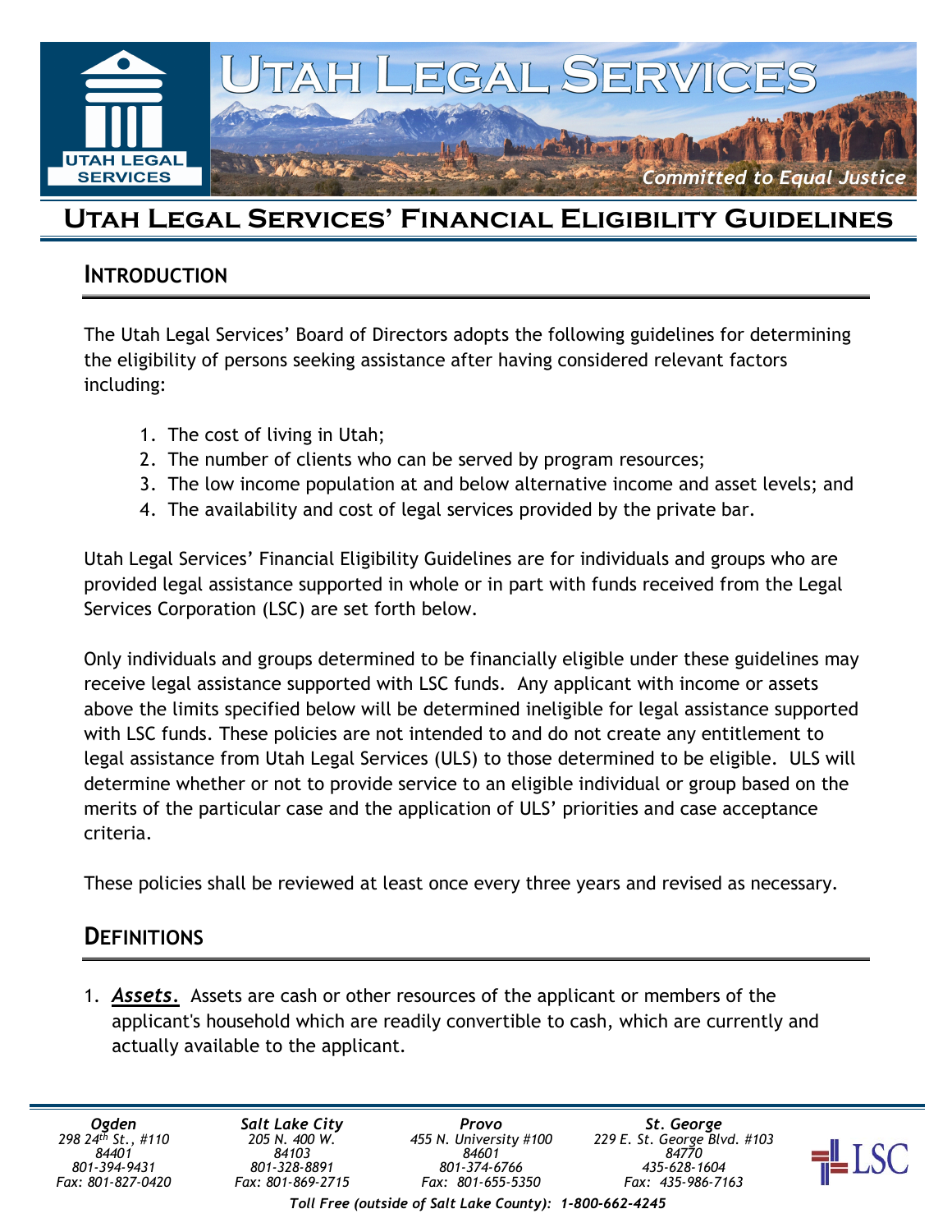# Utah Legal Services

*Committed to Equal Justice*

# Utah Legal Services' Financial Eligibility Guidelines

## Introduction

The Utah Legal Services' Board of Directors adopts the following guidelines for determining the eligibility of persons seeking assistance after having considered relevant factors including:

1. The cost of living in Utah;
2. The number of clients who can be served by program resources;
3. The low income population at and below alternative income and asset levels; and
4. The availability and cost of legal services provided by the private bar.

Utah Legal Services' Financial Eligibility Guidelines are for individuals and groups who are provided legal assistance supported in whole or in part with funds received from the Legal Services Corporation (LSC) are set forth below.

Only individuals and groups determined to be financially eligible under these guidelines may receive legal assistance supported with LSC funds. Any applicant with income or assets above the limits specified below will be determined ineligible for legal assistance supported with LSC funds. These policies are not intended to and do not create any entitlement to legal assistance from Utah Legal Services (ULS) to those determined to be eligible. ULS will determine whether or not to provide service to an eligible individual or group based on the merits of the particular case and the application of ULS' priorities and case acceptance criteria.

These policies shall be reviewed at least once every three years and revised as necessary.

## Definitions

1. ***Assets.*** Assets are cash or other resources of the applicant or members of the applicant's household which are readily convertible to cash, which are currently and actually available to the applicant.

| Ogden | Salt Lake City | Provo | St. George |
|---|---|---|---|
| 298 24th St., #110 | 205 N. 400 W. | 455 N. University #100 | 229 E. St. George Blvd. #103 |
| 84401 | 84103 | 84601 | 84770 |
| 801-394-9431 | 801-328-8891 | 801-374-6766 | 435-628-1604 |
| Fax: 801-827-0420 | Fax: 801-869-2715 | Fax: 801-655-5350 | Fax: 435-986-7163 |

*Toll Free (outside of Salt Lake County): 1-800-662-4245*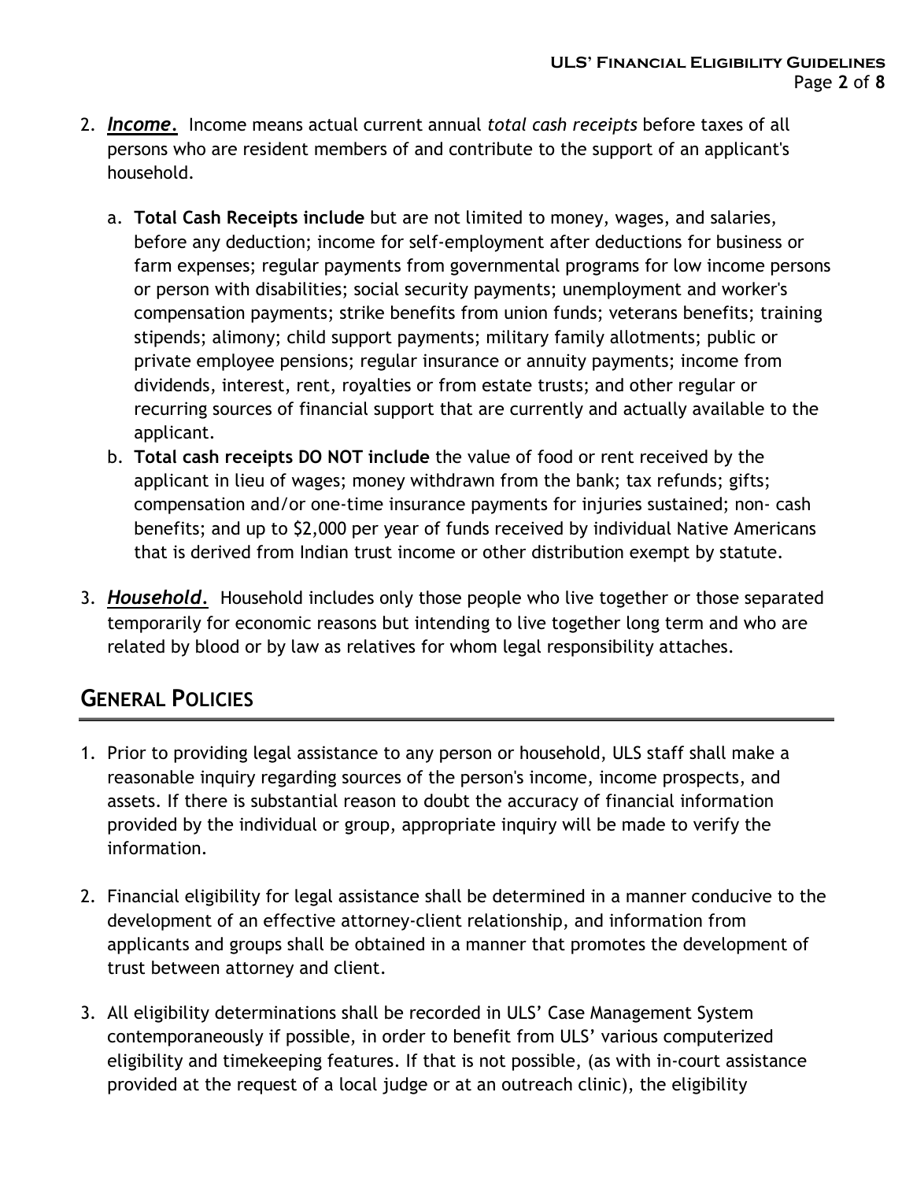2. ***Income.*** Income means actual current annual *total cash receipts* before taxes of all persons who are resident members of and contribute to the support of an applicant's household.

    a. **Total Cash Receipts include** but are not limited to money, wages, and salaries, before any deduction; income for self-employment after deductions for business or farm expenses; regular payments from governmental programs for low income persons or person with disabilities; social security payments; unemployment and worker's compensation payments; strike benefits from union funds; veterans benefits; training stipends; alimony; child support payments; military family allotments; public or private employee pensions; regular insurance or annuity payments; income from dividends, interest, rent, royalties or from estate trusts; and other regular or recurring sources of financial support that are currently and actually available to the applicant.
    b. **Total cash receipts DO NOT include** the value of food or rent received by the applicant in lieu of wages; money withdrawn from the bank; tax refunds; gifts; compensation and/or one-time insurance payments for injuries sustained; non- cash benefits; and up to $2,000 per year of funds received by individual Native Americans that is derived from Indian trust income or other distribution exempt by statute.

3. ***Household.*** Household includes only those people who live together or those separated temporarily for economic reasons but intending to live together long term and who are related by blood or by law as relatives for whom legal responsibility attaches.

## General Policies

1. Prior to providing legal assistance to any person or household, ULS staff shall make a reasonable inquiry regarding sources of the person's income, income prospects, and assets. If there is substantial reason to doubt the accuracy of financial information provided by the individual or group, appropriate inquiry will be made to verify the information.

2. Financial eligibility for legal assistance shall be determined in a manner conducive to the development of an effective attorney-client relationship, and information from applicants and groups shall be obtained in a manner that promotes the development of trust between attorney and client.

3. All eligibility determinations shall be recorded in ULS' Case Management System contemporaneously if possible, in order to benefit from ULS' various computerized eligibility and timekeeping features. If that is not possible, (as with in-court assistance provided at the request of a local judge or at an outreach clinic), the eligibility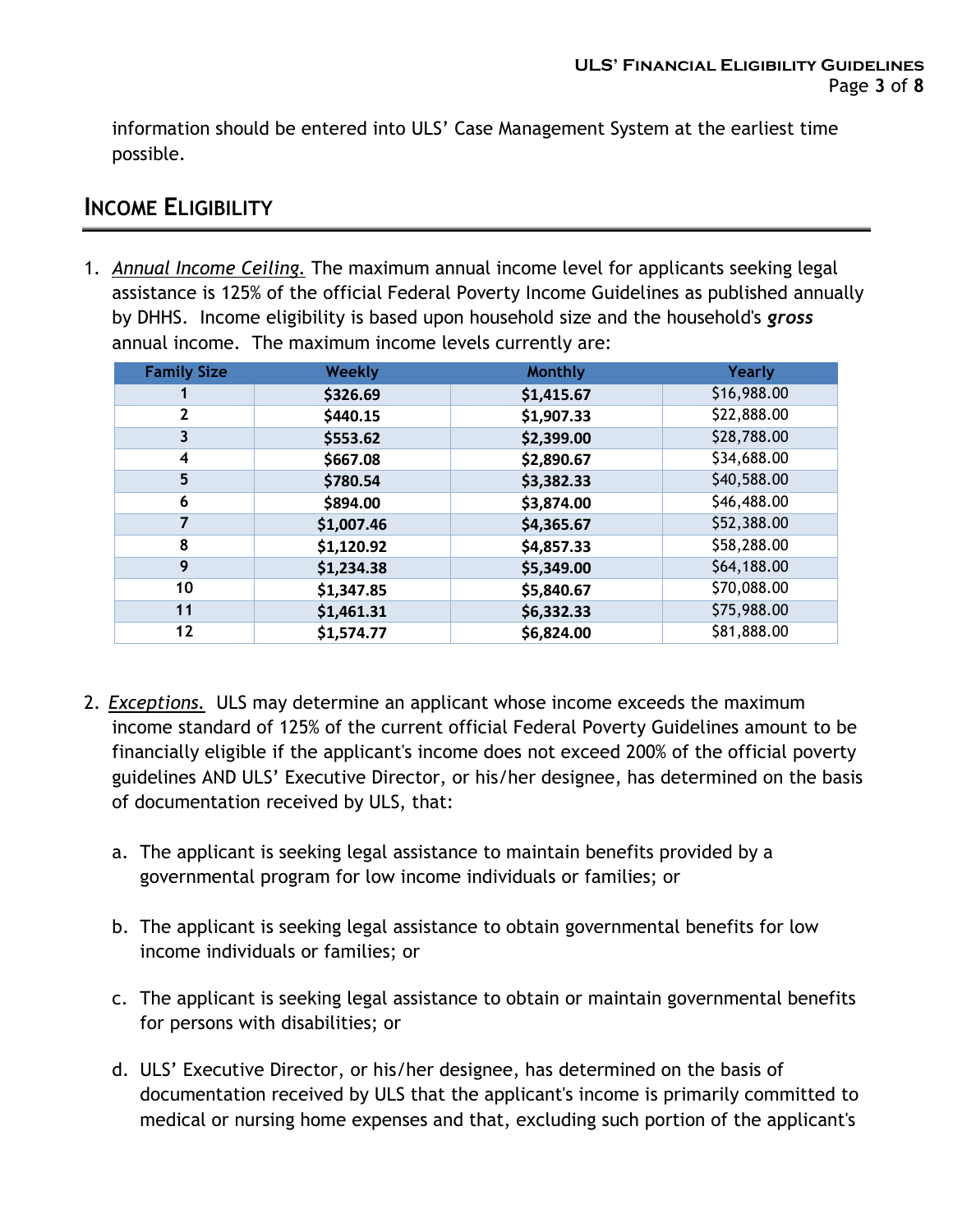information should be entered into ULS' Case Management System at the earliest time possible.

## Income Eligibility

1. *Annual Income Ceiling.* The maximum annual income level for applicants seeking legal assistance is 125% of the official Federal Poverty Income Guidelines as published annually by DHHS. Income eligibility is based upon household size and the household's ***gross*** annual income. The maximum income levels currently are:

| Family Size | Weekly | Monthly | Yearly |
|---|---|---|---|
| **1** | **$326.69** | **$1,415.67** | $16,988.00 |
| **2** | **$440.15** | **$1,907.33** | $22,888.00 |
| **3** | **$553.62** | **$2,399.00** | $28,788.00 |
| **4** | **$667.08** | **$2,890.67** | $34,688.00 |
| **5** | **$780.54** | **$3,382.33** | $40,588.00 |
| **6** | **$894.00** | **$3,874.00** | $46,488.00 |
| **7** | **$1,007.46** | **$4,365.67** | $52,388.00 |
| **8** | **$1,120.92** | **$4,857.33** | $58,288.00 |
| **9** | **$1,234.38** | **$5,349.00** | $64,188.00 |
| **10** | **$1,347.85** | **$5,840.67** | $70,088.00 |
| **11** | **$1,461.31** | **$6,332.33** | $75,988.00 |
| **12** | **$1,574.77** | **$6,824.00** | $81,888.00 |

2. *Exceptions.* ULS may determine an applicant whose income exceeds the maximum income standard of 125% of the current official Federal Poverty Guidelines amount to be financially eligible if the applicant's income does not exceed 200% of the official poverty guidelines AND ULS' Executive Director, or his/her designee, has determined on the basis of documentation received by ULS, that:

   a. The applicant is seeking legal assistance to maintain benefits provided by a governmental program for low income individuals or families; or

   b. The applicant is seeking legal assistance to obtain governmental benefits for low income individuals or families; or

   c. The applicant is seeking legal assistance to obtain or maintain governmental benefits for persons with disabilities; or

   d. ULS' Executive Director, or his/her designee, has determined on the basis of documentation received by ULS that the applicant's income is primarily committed to medical or nursing home expenses and that, excluding such portion of the applicant's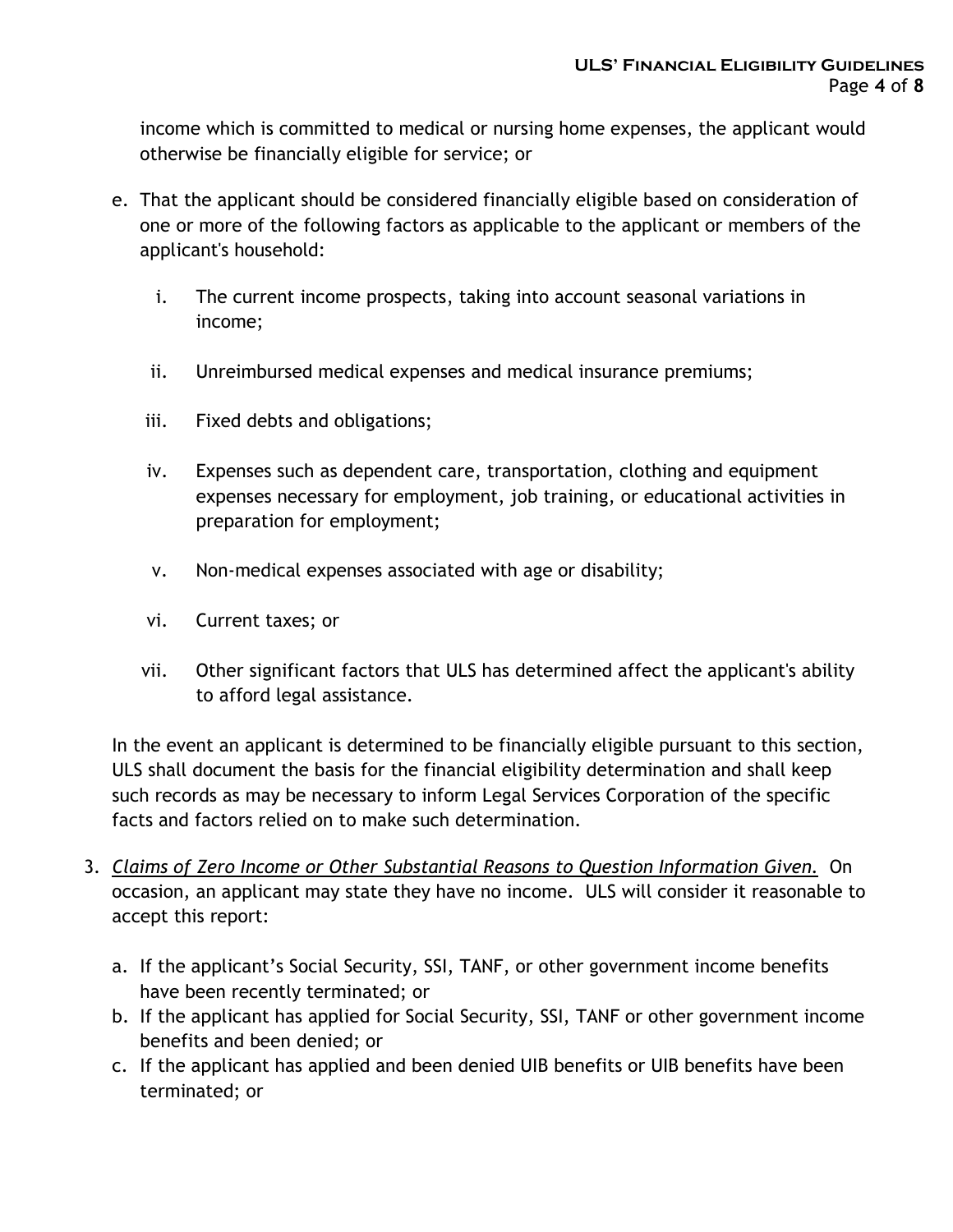income which is committed to medical or nursing home expenses, the applicant would otherwise be financially eligible for service; or

e. That the applicant should be considered financially eligible based on consideration of one or more of the following factors as applicable to the applicant or members of the applicant's household:

   i. The current income prospects, taking into account seasonal variations in income;

   ii. Unreimbursed medical expenses and medical insurance premiums;

   iii. Fixed debts and obligations;

   iv. Expenses such as dependent care, transportation, clothing and equipment expenses necessary for employment, job training, or educational activities in preparation for employment;

   v. Non-medical expenses associated with age or disability;

   vi. Current taxes; or

   vii. Other significant factors that ULS has determined affect the applicant's ability to afford legal assistance.

In the event an applicant is determined to be financially eligible pursuant to this section, ULS shall document the basis for the financial eligibility determination and shall keep such records as may be necessary to inform Legal Services Corporation of the specific facts and factors relied on to make such determination.

3. *Claims of Zero Income or Other Substantial Reasons to Question Information Given.* On occasion, an applicant may state they have no income. ULS will consider it reasonable to accept this report:

   a. If the applicant's Social Security, SSI, TANF, or other government income benefits have been recently terminated; or
   b. If the applicant has applied for Social Security, SSI, TANF or other government income benefits and been denied; or
   c. If the applicant has applied and been denied UIB benefits or UIB benefits have been terminated; or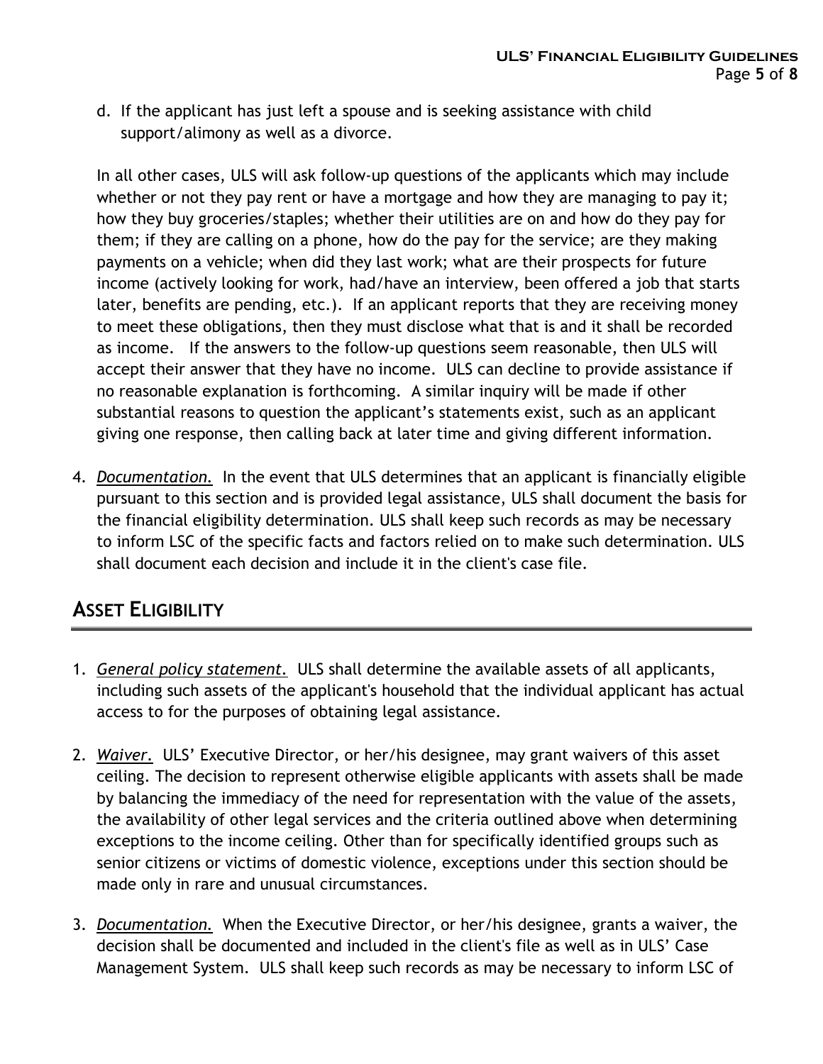d. If the applicant has just left a spouse and is seeking assistance with child support/alimony as well as a divorce.

In all other cases, ULS will ask follow-up questions of the applicants which may include whether or not they pay rent or have a mortgage and how they are managing to pay it; how they buy groceries/staples; whether their utilities are on and how do they pay for them; if they are calling on a phone, how do the pay for the service; are they making payments on a vehicle; when did they last work; what are their prospects for future income (actively looking for work, had/have an interview, been offered a job that starts later, benefits are pending, etc.). If an applicant reports that they are receiving money to meet these obligations, then they must disclose what that is and it shall be recorded as income. If the answers to the follow-up questions seem reasonable, then ULS will accept their answer that they have no income. ULS can decline to provide assistance if no reasonable explanation is forthcoming. A similar inquiry will be made if other substantial reasons to question the applicant's statements exist, such as an applicant giving one response, then calling back at later time and giving different information.

4. *Documentation.* In the event that ULS determines that an applicant is financially eligible pursuant to this section and is provided legal assistance, ULS shall document the basis for the financial eligibility determination. ULS shall keep such records as may be necessary to inform LSC of the specific facts and factors relied on to make such determination. ULS shall document each decision and include it in the client's case file.

## ASSET ELIGIBILITY

1. *General policy statement.* ULS shall determine the available assets of all applicants, including such assets of the applicant's household that the individual applicant has actual access to for the purposes of obtaining legal assistance.

2. *Waiver.* ULS' Executive Director, or her/his designee, may grant waivers of this asset ceiling. The decision to represent otherwise eligible applicants with assets shall be made by balancing the immediacy of the need for representation with the value of the assets, the availability of other legal services and the criteria outlined above when determining exceptions to the income ceiling. Other than for specifically identified groups such as senior citizens or victims of domestic violence, exceptions under this section should be made only in rare and unusual circumstances.

3. *Documentation.* When the Executive Director, or her/his designee, grants a waiver, the decision shall be documented and included in the client's file as well as in ULS' Case Management System. ULS shall keep such records as may be necessary to inform LSC of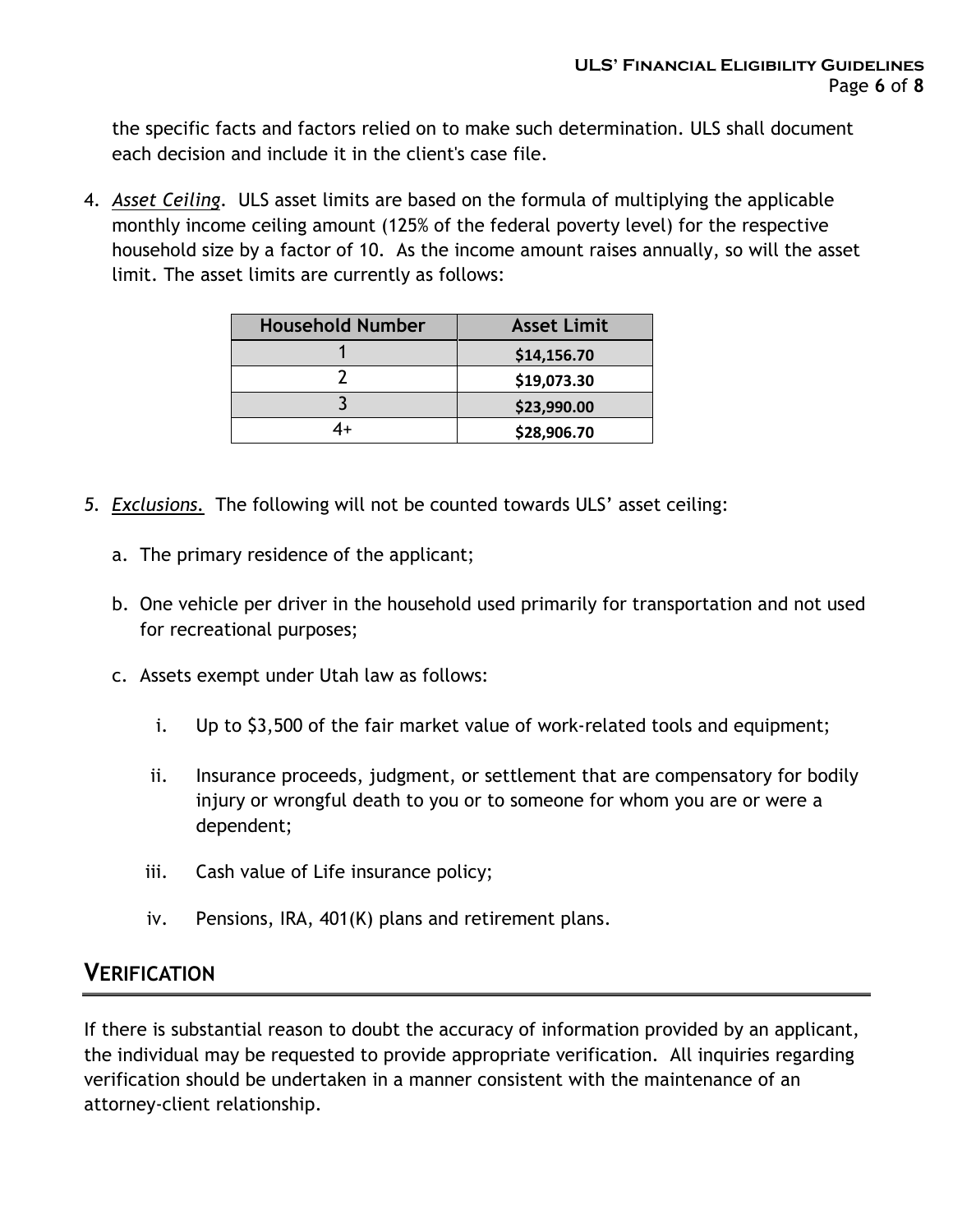the specific facts and factors relied on to make such determination. ULS shall document each decision and include it in the client's case file.

4. *Asset Ceiling*. ULS asset limits are based on the formula of multiplying the applicable monthly income ceiling amount (125% of the federal poverty level) for the respective household size by a factor of 10. As the income amount raises annually, so will the asset limit. The asset limits are currently as follows:

| Household Number | Asset Limit |
|---|---|
| 1 | **$14,156.70** |
| 2 | **$19,073.30** |
| 3 | **$23,990.00** |
| 4+ | **$28,906.70** |

5. *Exclusions.* The following will not be counted towards ULS' asset ceiling:

   a. The primary residence of the applicant;

   b. One vehicle per driver in the household used primarily for transportation and not used for recreational purposes;

   c. Assets exempt under Utah law as follows:

      i. Up to $3,500 of the fair market value of work-related tools and equipment;

      ii. Insurance proceeds, judgment, or settlement that are compensatory for bodily injury or wrongful death to you or to someone for whom you are or were a dependent;

      iii. Cash value of Life insurance policy;

      iv. Pensions, IRA, 401(K) plans and retirement plans.

## Verification

If there is substantial reason to doubt the accuracy of information provided by an applicant, the individual may be requested to provide appropriate verification. All inquiries regarding verification should be undertaken in a manner consistent with the maintenance of an attorney-client relationship.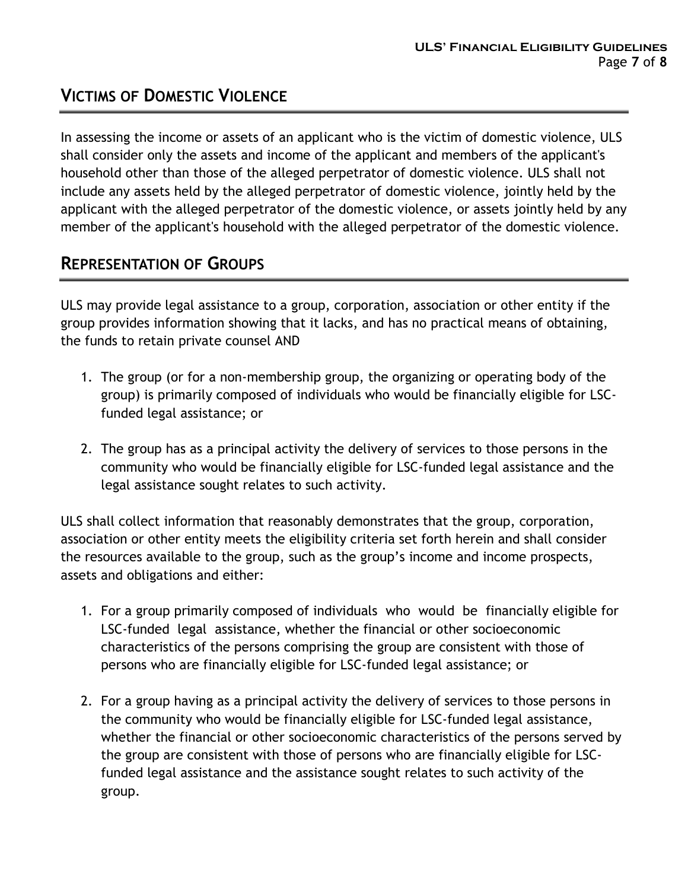## Victims of Domestic Violence

In assessing the income or assets of an applicant who is the victim of domestic violence, ULS shall consider only the assets and income of the applicant and members of the applicant's household other than those of the alleged perpetrator of domestic violence. ULS shall not include any assets held by the alleged perpetrator of domestic violence, jointly held by the applicant with the alleged perpetrator of the domestic violence, or assets jointly held by any member of the applicant's household with the alleged perpetrator of the domestic violence.

## Representation of Groups

ULS may provide legal assistance to a group, corporation, association or other entity if the group provides information showing that it lacks, and has no practical means of obtaining, the funds to retain private counsel AND

1. The group (or for a non-membership group, the organizing or operating body of the group) is primarily composed of individuals who would be financially eligible for LSC-funded legal assistance; or

2. The group has as a principal activity the delivery of services to those persons in the community who would be financially eligible for LSC-funded legal assistance and the legal assistance sought relates to such activity.

ULS shall collect information that reasonably demonstrates that the group, corporation, association or other entity meets the eligibility criteria set forth herein and shall consider the resources available to the group, such as the group's income and income prospects, assets and obligations and either:

1. For a group primarily composed of individuals who would be financially eligible for LSC-funded legal assistance, whether the financial or other socioeconomic characteristics of the persons comprising the group are consistent with those of persons who are financially eligible for LSC-funded legal assistance; or

2. For a group having as a principal activity the delivery of services to those persons in the community who would be financially eligible for LSC-funded legal assistance, whether the financial or other socioeconomic characteristics of the persons served by the group are consistent with those of persons who are financially eligible for LSC-funded legal assistance and the assistance sought relates to such activity of the group.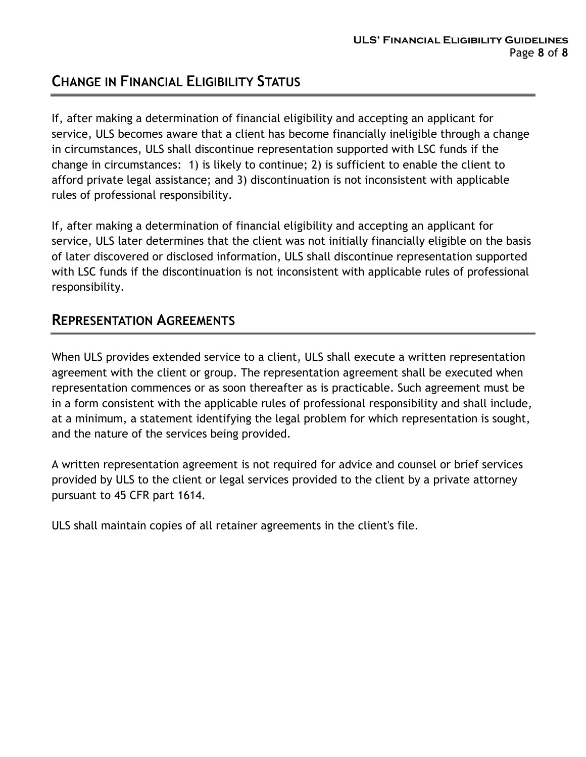## Change in Financial Eligibility Status

If, after making a determination of financial eligibility and accepting an applicant for service, ULS becomes aware that a client has become financially ineligible through a change in circumstances, ULS shall discontinue representation supported with LSC funds if the change in circumstances: 1) is likely to continue; 2) is sufficient to enable the client to afford private legal assistance; and 3) discontinuation is not inconsistent with applicable rules of professional responsibility.

If, after making a determination of financial eligibility and accepting an applicant for service, ULS later determines that the client was not initially financially eligible on the basis of later discovered or disclosed information, ULS shall discontinue representation supported with LSC funds if the discontinuation is not inconsistent with applicable rules of professional responsibility.

## Representation Agreements

When ULS provides extended service to a client, ULS shall execute a written representation agreement with the client or group. The representation agreement shall be executed when representation commences or as soon thereafter as is practicable. Such agreement must be in a form consistent with the applicable rules of professional responsibility and shall include, at a minimum, a statement identifying the legal problem for which representation is sought, and the nature of the services being provided.

A written representation agreement is not required for advice and counsel or brief services provided by ULS to the client or legal services provided to the client by a private attorney pursuant to 45 CFR part 1614.

ULS shall maintain copies of all retainer agreements in the client's file.